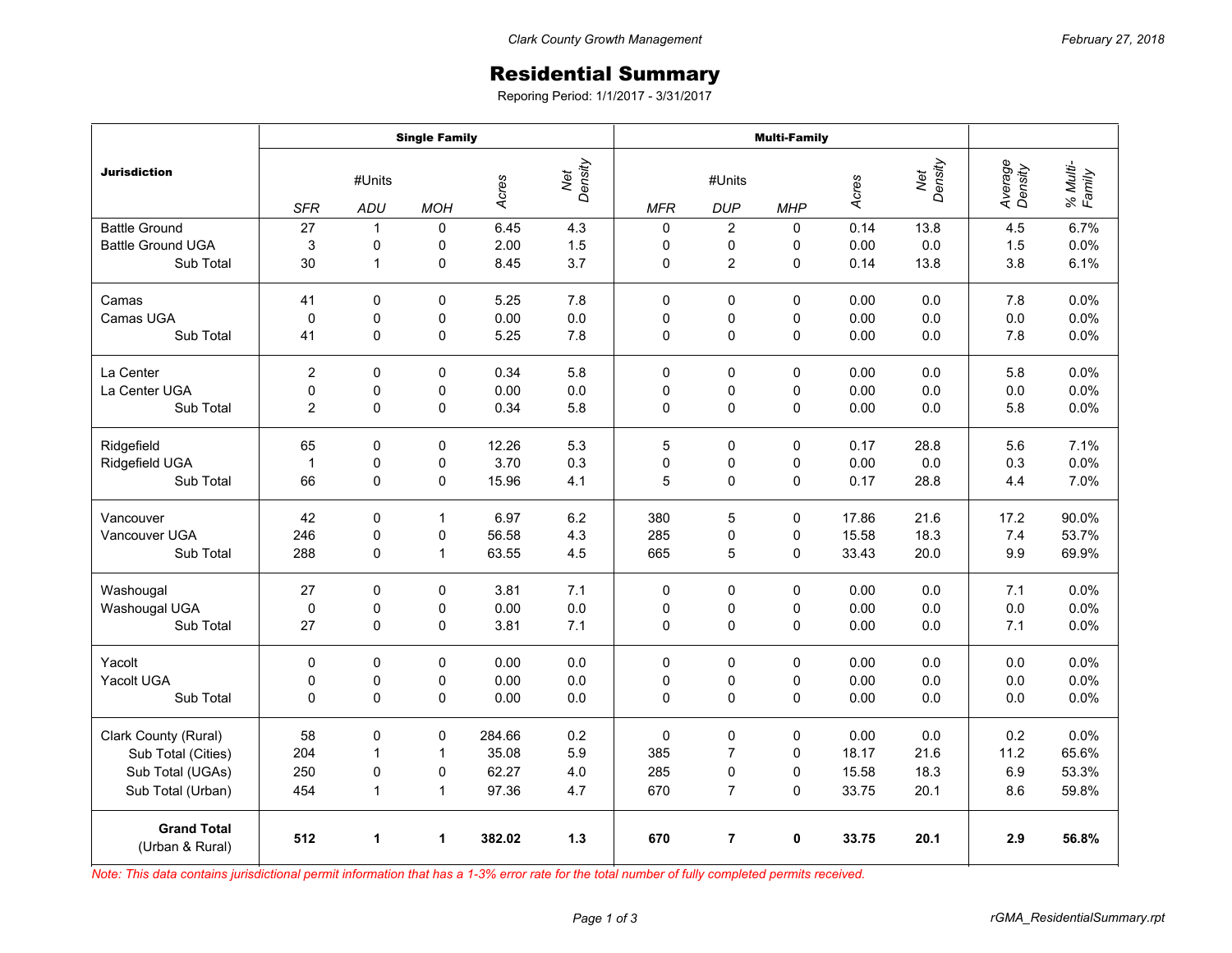Clark County Growth Management

February 27, 2018

# Residential Summary

Reporing Period: 1/1/2017 - 3/31/2017

| Jurisdiction | Single Family | | | | | Multi-Family | | | | | | |
|---|---|---|---|---|---|---|---|---|---|---|---|---|
| | #Units | | | Acres | Net Density | #Units | | | Acres | Net Density | Average Density | % Multi-Family |
| | SFR | ADU | MOH | | | MFR | DUP | MHP | | | | |
| Battle Ground | 27 | 1 | 0 | 6.45 | 4.3 | 0 | 2 | 0 | 0.14 | 13.8 | 4.5 | 6.7% |
| Battle Ground UGA | 3 | 0 | 0 | 2.00 | 1.5 | 0 | 0 | 0 | 0.00 | 0.0 | 1.5 | 0.0% |
| Sub Total | 30 | 1 | 0 | 8.45 | 3.7 | 0 | 2 | 0 | 0.14 | 13.8 | 3.8 | 6.1% |
| Camas | 41 | 0 | 0 | 5.25 | 7.8 | 0 | 0 | 0 | 0.00 | 0.0 | 7.8 | 0.0% |
| Camas UGA | 0 | 0 | 0 | 0.00 | 0.0 | 0 | 0 | 0 | 0.00 | 0.0 | 0.0 | 0.0% |
| Sub Total | 41 | 0 | 0 | 5.25 | 7.8 | 0 | 0 | 0 | 0.00 | 0.0 | 7.8 | 0.0% |
| La Center | 2 | 0 | 0 | 0.34 | 5.8 | 0 | 0 | 0 | 0.00 | 0.0 | 5.8 | 0.0% |
| La Center UGA | 0 | 0 | 0 | 0.00 | 0.0 | 0 | 0 | 0 | 0.00 | 0.0 | 0.0 | 0.0% |
| Sub Total | 2 | 0 | 0 | 0.34 | 5.8 | 0 | 0 | 0 | 0.00 | 0.0 | 5.8 | 0.0% |
| Ridgefield | 65 | 0 | 0 | 12.26 | 5.3 | 5 | 0 | 0 | 0.17 | 28.8 | 5.6 | 7.1% |
| Ridgefield UGA | 1 | 0 | 0 | 3.70 | 0.3 | 0 | 0 | 0 | 0.00 | 0.0 | 0.3 | 0.0% |
| Sub Total | 66 | 0 | 0 | 15.96 | 4.1 | 5 | 0 | 0 | 0.17 | 28.8 | 4.4 | 7.0% |
| Vancouver | 42 | 0 | 1 | 6.97 | 6.2 | 380 | 5 | 0 | 17.86 | 21.6 | 17.2 | 90.0% |
| Vancouver UGA | 246 | 0 | 0 | 56.58 | 4.3 | 285 | 0 | 0 | 15.58 | 18.3 | 7.4 | 53.7% |
| Sub Total | 288 | 0 | 1 | 63.55 | 4.5 | 665 | 5 | 0 | 33.43 | 20.0 | 9.9 | 69.9% |
| Washougal | 27 | 0 | 0 | 3.81 | 7.1 | 0 | 0 | 0 | 0.00 | 0.0 | 7.1 | 0.0% |
| Washougal UGA | 0 | 0 | 0 | 0.00 | 0.0 | 0 | 0 | 0 | 0.00 | 0.0 | 0.0 | 0.0% |
| Sub Total | 27 | 0 | 0 | 3.81 | 7.1 | 0 | 0 | 0 | 0.00 | 0.0 | 7.1 | 0.0% |
| Yacolt | 0 | 0 | 0 | 0.00 | 0.0 | 0 | 0 | 0 | 0.00 | 0.0 | 0.0 | 0.0% |
| Yacolt UGA | 0 | 0 | 0 | 0.00 | 0.0 | 0 | 0 | 0 | 0.00 | 0.0 | 0.0 | 0.0% |
| Sub Total | 0 | 0 | 0 | 0.00 | 0.0 | 0 | 0 | 0 | 0.00 | 0.0 | 0.0 | 0.0% |
| Clark County (Rural) | 58 | 0 | 0 | 284.66 | 0.2 | 0 | 0 | 0 | 0.00 | 0.0 | 0.2 | 0.0% |
| Sub Total (Cities) | 204 | 1 | 1 | 35.08 | 5.9 | 385 | 7 | 0 | 18.17 | 21.6 | 11.2 | 65.6% |
| Sub Total (UGAs) | 250 | 0 | 0 | 62.27 | 4.0 | 285 | 0 | 0 | 15.58 | 18.3 | 6.9 | 53.3% |
| Sub Total (Urban) | 454 | 1 | 1 | 97.36 | 4.7 | 670 | 7 | 0 | 33.75 | 20.1 | 8.6 | 59.8% |
| **Grand Total** (Urban & Rural) | **512** | **1** | **1** | **382.02** | **1.3** | **670** | **7** | **0** | **33.75** | **20.1** | **2.9** | **56.8%** |

*Note: This data contains jurisdictional permit information that has a 1-3% error rate for the total number of fully completed permits received.*

rGMA_ResidentialSummary.rpt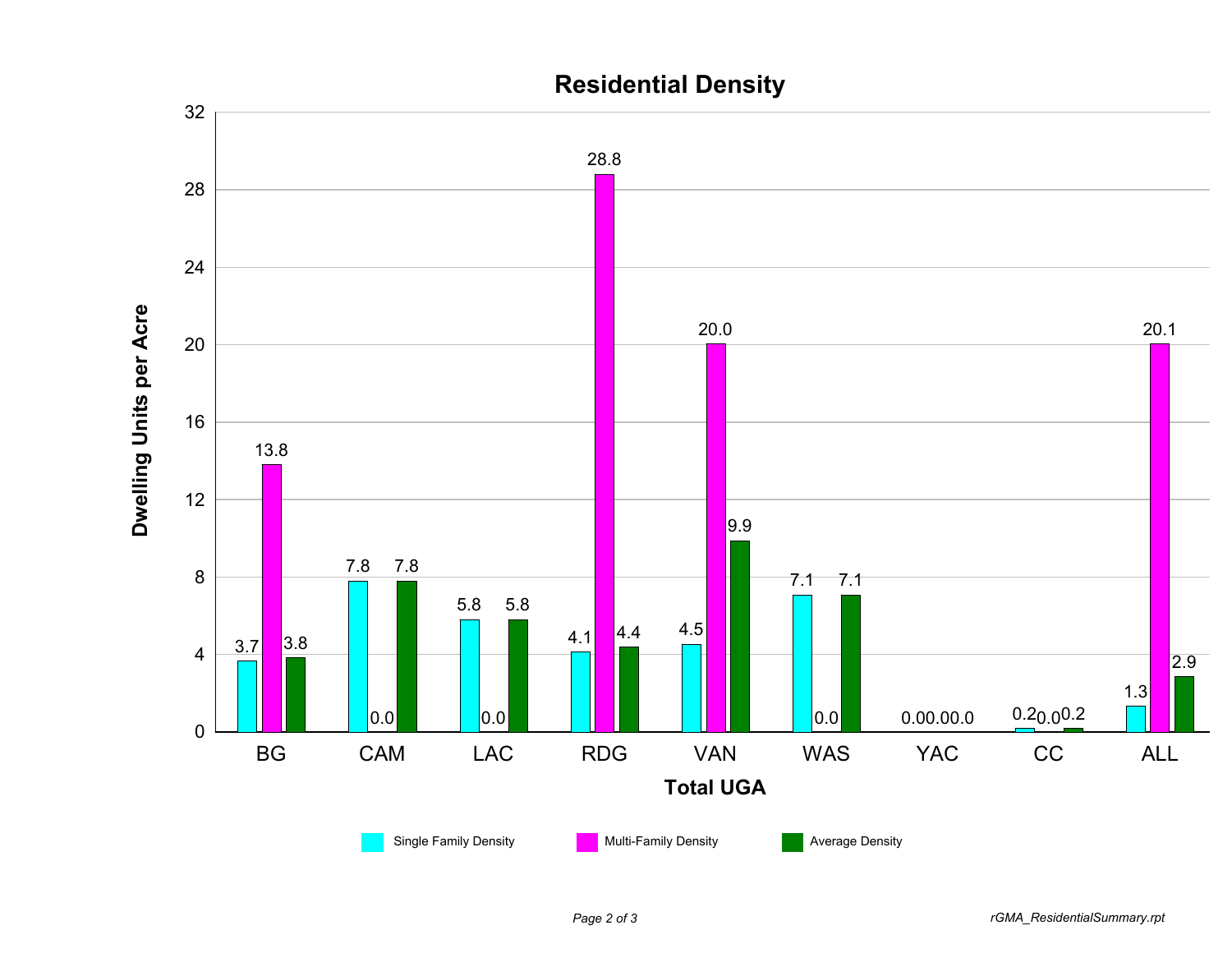# Residential Density

| Total UGA | Single Family Density | Multi-Family Density | Average Density |
| --- | --- | --- | --- |
| BG | 3.7 | 13.8 | 3.8 |
| CAM | 7.8 | 0.0 | 7.8 |
| LAC | 5.8 | 0.0 | 5.8 |
| RDG | 4.1 | 28.8 | 4.4 |
| VAN | 4.5 | 20.0 | 9.9 |
| WAS | 7.1 | 0.0 | 7.1 |
| YAC | 0.0 | 0.0 | 0.0 |
| CC | 0.2 | 0.0 | 0.2 |
| ALL | 1.3 | 20.1 | 2.9 |

Y-axis: Dwelling Units per Acre

X-axis: Total UGA

rGMA_ResidentialSummary.rpt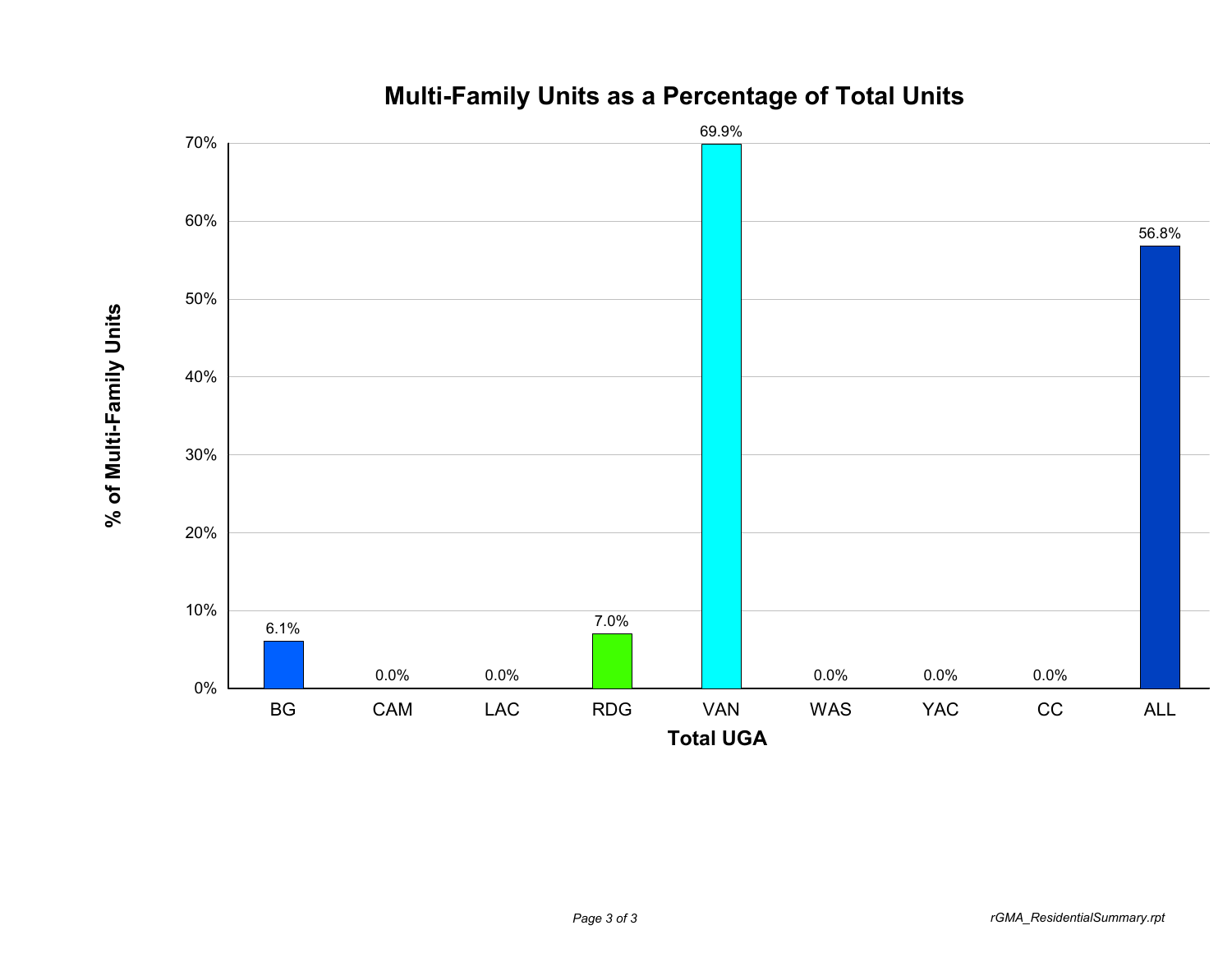## Multi-Family Units as a Percentage of Total Units

% of Multi-Family Units

70%
60%
50%
40%
30%
20%
10%
0%

6.1%
0.0%
0.0%
7.0%
69.9%
0.0%
0.0%
0.0%
56.8%

BG
CAM
LAC
RDG
VAN
WAS
YAC
CC
ALL

**Total UGA**

*rGMA_ResidentialSummary.rpt*